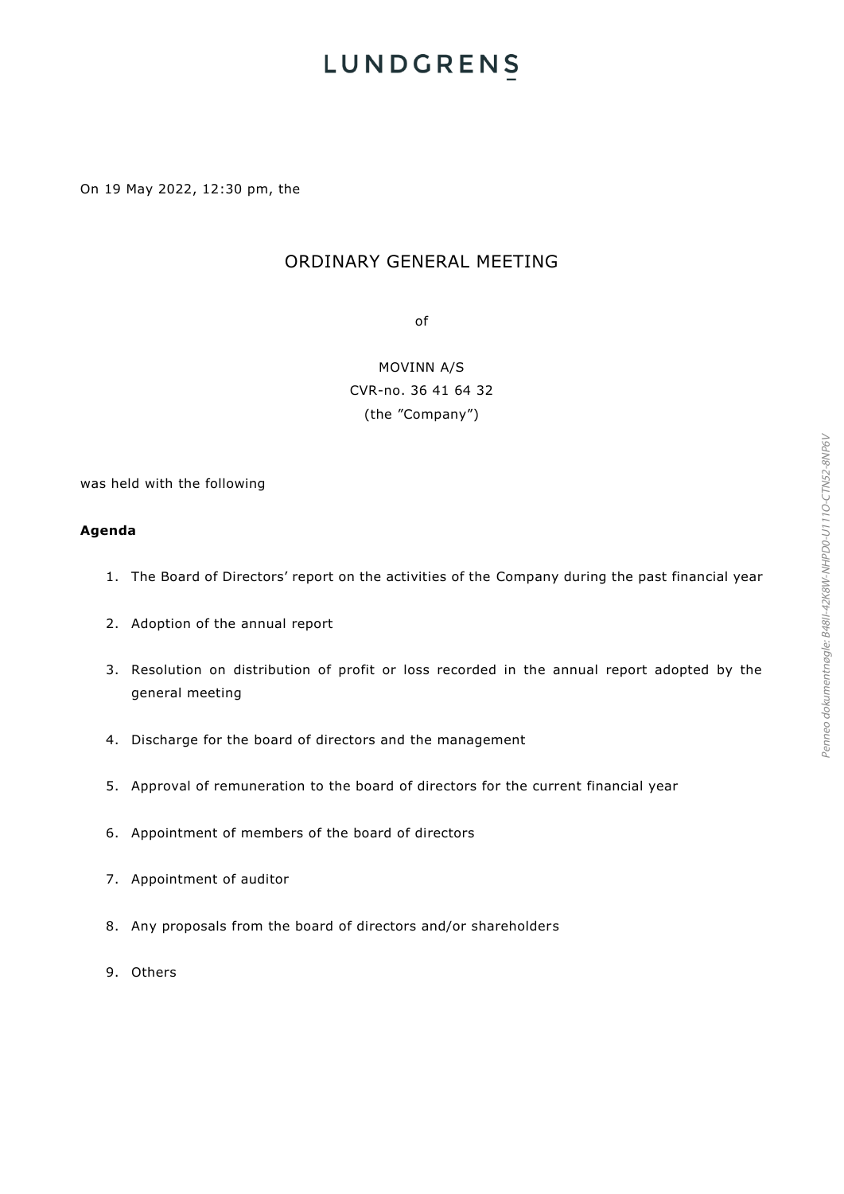LUNDGRENS

On 19 May 2022, 12:30 pm, the

# ORDINARY GENERAL MEETING

of

MOVINN A/S
CVR-no. 36 41 64 32
(the "Company")

was held with the following

**Agenda**

1. The Board of Directors' report on the activities of the Company during the past financial year
2. Adoption of the annual report
3. Resolution on distribution of profit or loss recorded in the annual report adopted by the general meeting
4. Discharge for the board of directors and the management
5. Approval of remuneration to the board of directors for the current financial year
6. Appointment of members of the board of directors
7. Appointment of auditor
8. Any proposals from the board of directors and/or shareholders
9. Others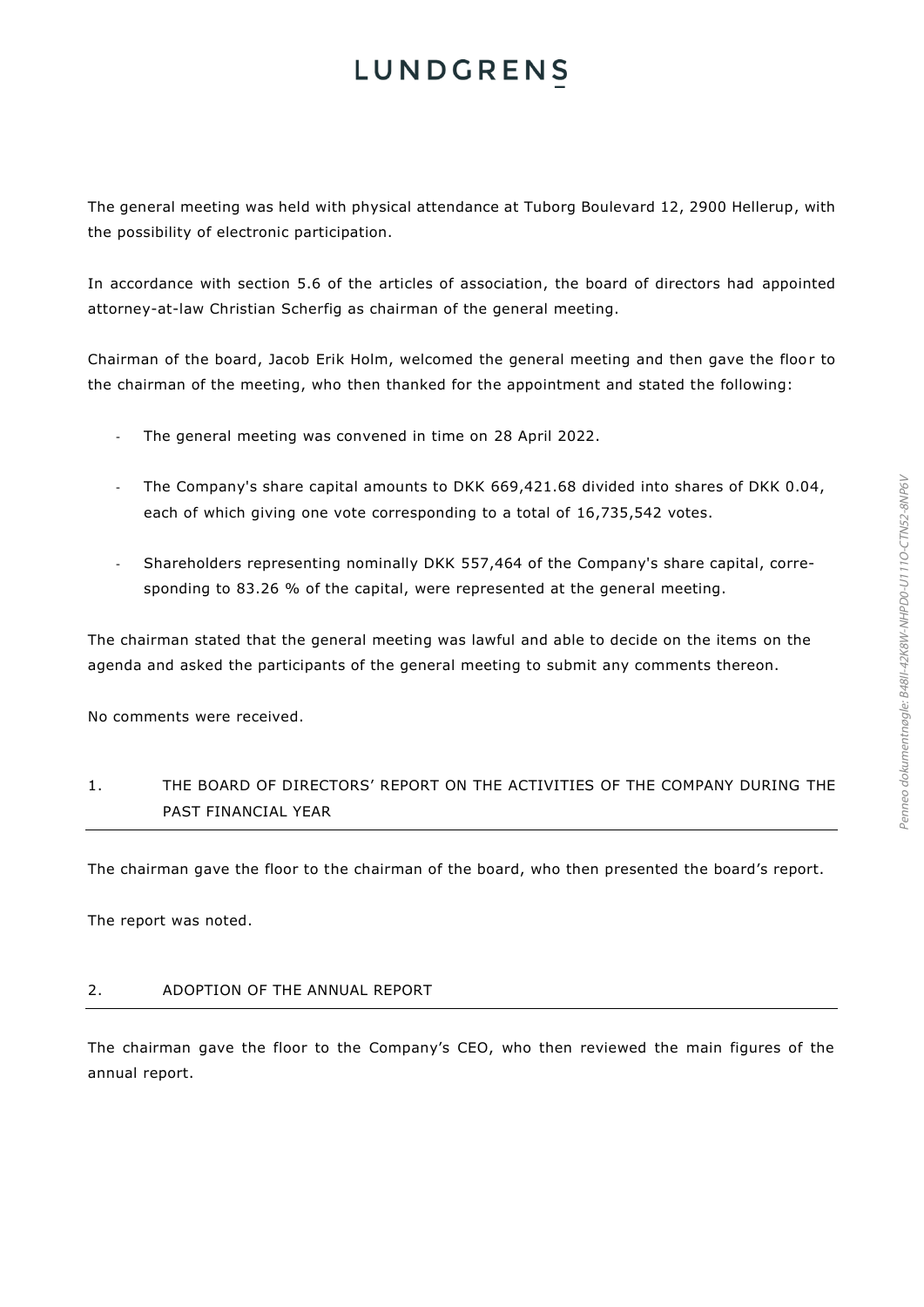The general meeting was held with physical attendance at Tuborg Boulevard 12, 2900 Hellerup, with the possibility of electronic participation.

In accordance with section 5.6 of the articles of association, the board of directors had appointed attorney-at-law Christian Scherfig as chairman of the general meeting.

Chairman of the board, Jacob Erik Holm, welcomed the general meeting and then gave the floor to the chairman of the meeting, who then thanked for the appointment and stated the following:

- The general meeting was convened in time on 28 April 2022.
- The Company's share capital amounts to DKK 669,421.68 divided into shares of DKK 0.04, each of which giving one vote corresponding to a total of 16,735,542 votes.
- Shareholders representing nominally DKK 557,464 of the Company's share capital, corresponding to 83.26 % of the capital, were represented at the general meeting.

The chairman stated that the general meeting was lawful and able to decide on the items on the agenda and asked the participants of the general meeting to submit any comments thereon.

No comments were received.

## 1. THE BOARD OF DIRECTORS' REPORT ON THE ACTIVITIES OF THE COMPANY DURING THE PAST FINANCIAL YEAR

The chairman gave the floor to the chairman of the board, who then presented the board's report.

The report was noted.

## 2. ADOPTION OF THE ANNUAL REPORT

The chairman gave the floor to the Company's CEO, who then reviewed the main figures of the annual report.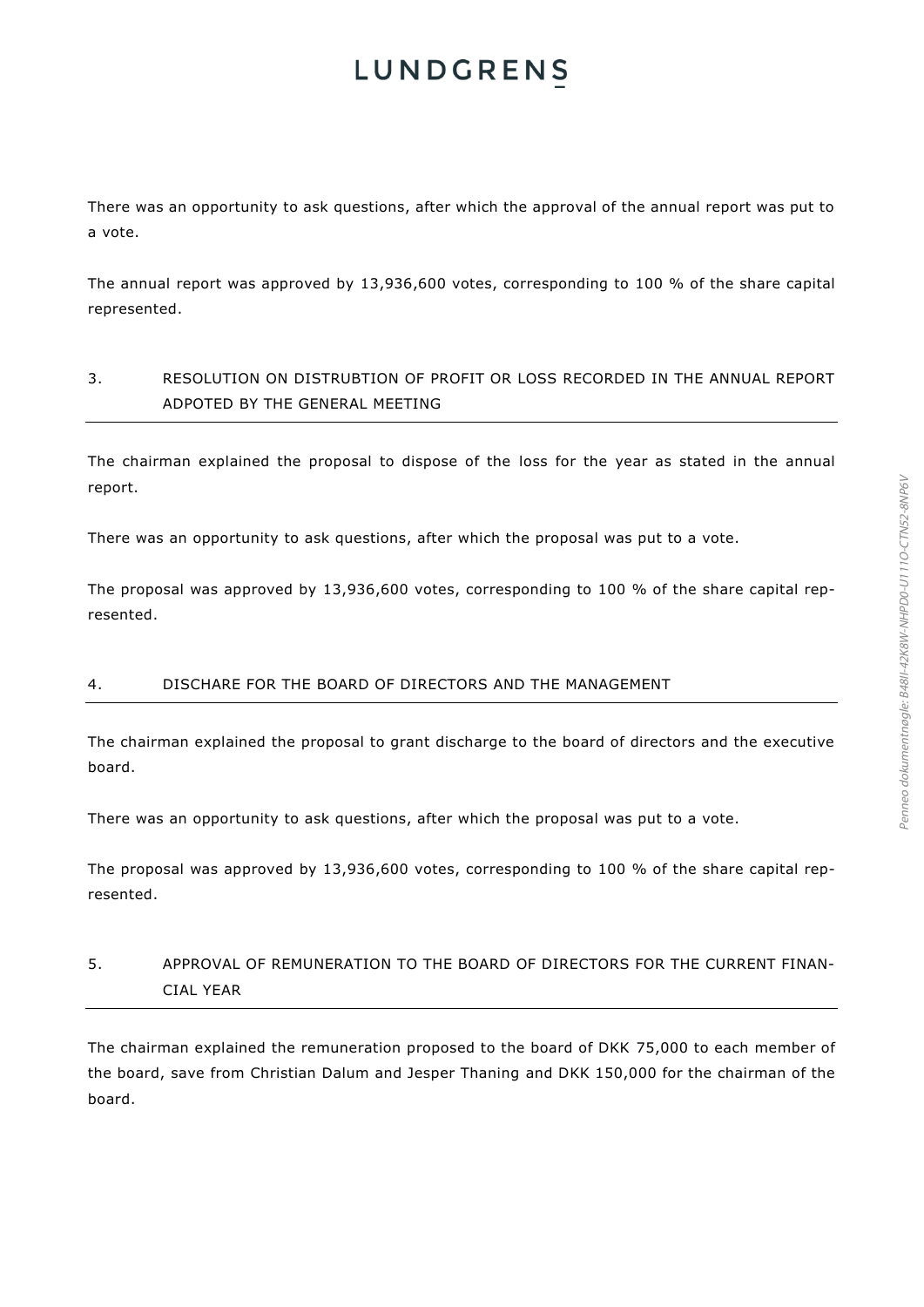There was an opportunity to ask questions, after which the approval of the annual report was put to a vote.

The annual report was approved by 13,936,600 votes, corresponding to 100 % of the share capital represented.

## 3. RESOLUTION ON DISTRUBTION OF PROFIT OR LOSS RECORDED IN THE ANNUAL REPORT ADPOTED BY THE GENERAL MEETING

The chairman explained the proposal to dispose of the loss for the year as stated in the annual report.

There was an opportunity to ask questions, after which the proposal was put to a vote.

The proposal was approved by 13,936,600 votes, corresponding to 100 % of the share capital represented.

## 4. DISCHARE FOR THE BOARD OF DIRECTORS AND THE MANAGEMENT

The chairman explained the proposal to grant discharge to the board of directors and the executive board.

There was an opportunity to ask questions, after which the proposal was put to a vote.

The proposal was approved by 13,936,600 votes, corresponding to 100 % of the share capital represented.

## 5. APPROVAL OF REMUNERATION TO THE BOARD OF DIRECTORS FOR THE CURRENT FINANCIAL YEAR

The chairman explained the remuneration proposed to the board of DKK 75,000 to each member of the board, save from Christian Dalum and Jesper Thaning and DKK 150,000 for the chairman of the board.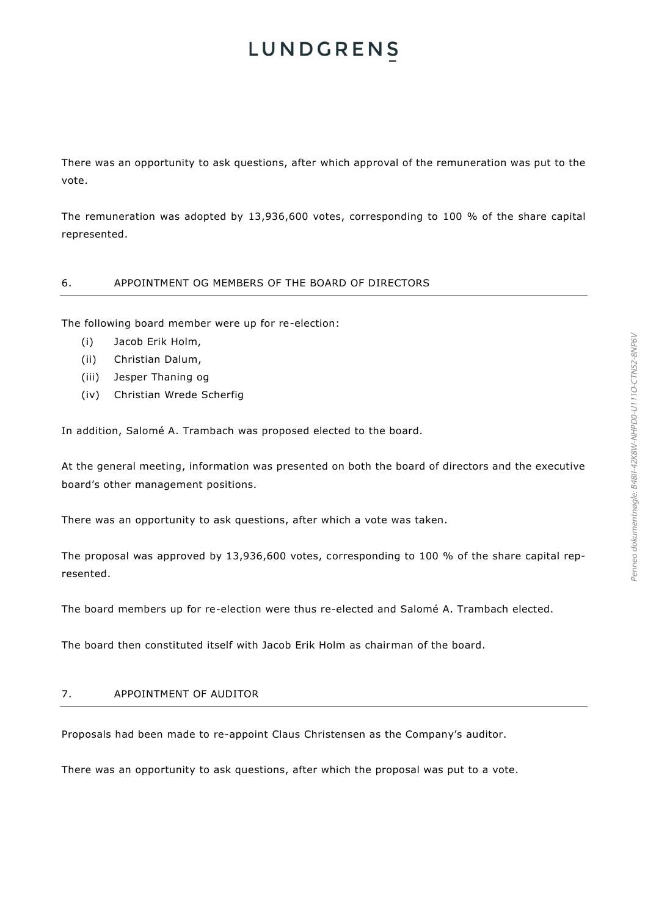There was an opportunity to ask questions, after which approval of the remuneration was put to the vote.

The remuneration was adopted by 13,936,600 votes, corresponding to 100 % of the share capital represented.

## 6. APPOINTMENT OG MEMBERS OF THE BOARD OF DIRECTORS

The following board member were up for re-election:

(i) Jacob Erik Holm,
(ii) Christian Dalum,
(iii) Jesper Thaning og
(iv) Christian Wrede Scherfig

In addition, Salomé A. Trambach was proposed elected to the board.

At the general meeting, information was presented on both the board of directors and the executive board's other management positions.

There was an opportunity to ask questions, after which a vote was taken.

The proposal was approved by 13,936,600 votes, corresponding to 100 % of the share capital represented.

The board members up for re-election were thus re-elected and Salomé A. Trambach elected.

The board then constituted itself with Jacob Erik Holm as chairman of the board.

## 7. APPOINTMENT OF AUDITOR

Proposals had been made to re-appoint Claus Christensen as the Company's auditor.

There was an opportunity to ask questions, after which the proposal was put to a vote.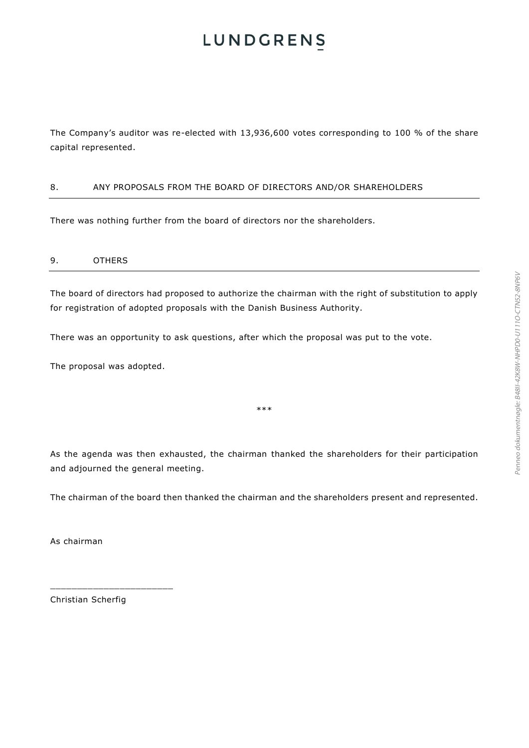The Company's auditor was re-elected with 13,936,600 votes corresponding to 100 % of the share capital represented.

## 8. ANY PROPOSALS FROM THE BOARD OF DIRECTORS AND/OR SHAREHOLDERS

There was nothing further from the board of directors nor the shareholders.

## 9. OTHERS

The board of directors had proposed to authorize the chairman with the right of substitution to apply for registration of adopted proposals with the Danish Business Authority.

There was an opportunity to ask questions, after which the proposal was put to the vote.

The proposal was adopted.

***

As the agenda was then exhausted, the chairman thanked the shareholders for their participation and adjourned the general meeting.

The chairman of the board then thanked the chairman and the shareholders present and represented.

As chairman

______________________

Christian Scherfig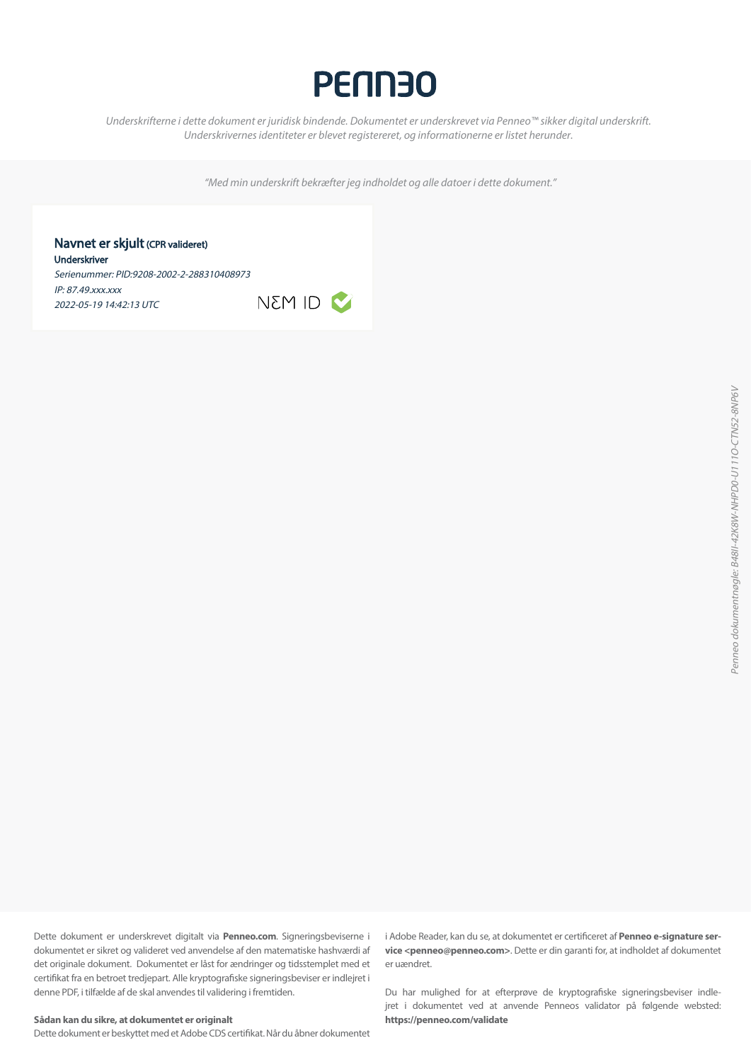# PENNEO

*Underskrifterne i dette dokument er juridisk bindende. Dokumentet er underskrevet via Penneo™ sikker digital underskrift. Underskrivernes identiteter er blevet registereret, og informationerne er listet herunder.*

*"Med min underskrift bekræfter jeg indholdet og alle datoer i dette dokument."*

**Navnet er skjult (CPR valideret)**
**Underskriver**
*Serienummer: PID:9208-2002-2-288310408973*
*IP: 87.49.xxx.xxx*
*2022-05-19 14:42:13 UTC*

NEM ID

*Penneo dokumentnøgle: B48II-42K8W-NHPD0-U11I0-CTN52-8NP6V*

Dette dokument er underskrevet digitalt via **Penneo.com**. Signeringsbeviserne i dokumentet er sikret og valideret ved anvendelse af den matematiske hashværdi af det originale dokument. Dokumentet er låst for ændringer og tidsstemplet med et certifikat fra en betroet tredjepart. Alle kryptografiske signeringsbeviser er indlejret i denne PDF, i tilfælde af de skal anvendes til validering i fremtiden.

**Sådan kan du sikre, at dokumentet er originalt**

Dette dokument er beskyttet med et Adobe CDS certifikat. Når du åbner dokumentet i Adobe Reader, kan du se, at dokumentet er certificeret af **Penneo e-signature service <penneo@penneo.com>**. Dette er din garanti for, at indholdet af dokumentet er uændret.

Du har mulighed for at efterprøve de kryptografiske signeringsbeviser indlejret i dokumentet ved at anvende Penneos validator på følgende websted: **https://penneo.com/validate**